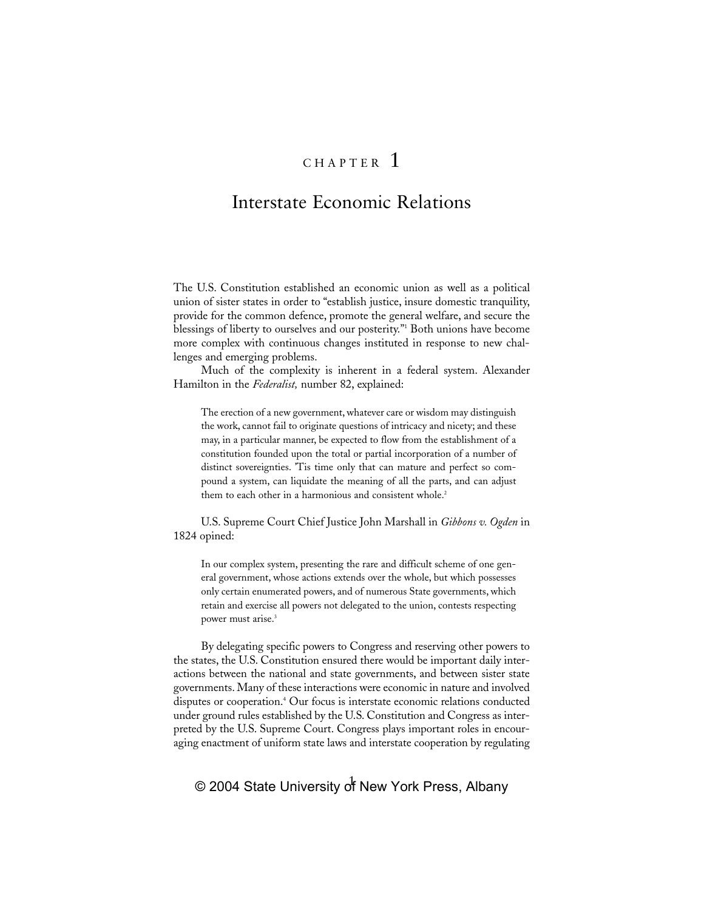# CHAPTER 1

# Interstate Economic Relations

The U.S. Constitution established an economic union as well as a political union of sister states in order to "establish justice, insure domestic tranquility, provide for the common defence, promote the general welfare, and secure the blessings of liberty to ourselves and our posterity."[1] Both unions have become more complex with continuous changes instituted in response to new challenges and emerging problems.

Much of the complexity is inherent in a federal system. Alexander Hamilton in the *Federalist,* number 82, explained:

> The erection of a new government, whatever care or wisdom may distinguish the work, cannot fail to originate questions of intricacy and nicety; and these may, in a particular manner, be expected to flow from the establishment of a constitution founded upon the total or partial incorporation of a number of distinct sovereignties. 'Tis time only that can mature and perfect so compound a system, can liquidate the meaning of all the parts, and can adjust them to each other in a harmonious and consistent whole.[2]

U.S. Supreme Court Chief Justice John Marshall in *Gibbons v. Ogden* in 1824 opined:

> In our complex system, presenting the rare and difficult scheme of one general government, whose actions extends over the whole, but which possesses only certain enumerated powers, and of numerous State governments, which retain and exercise all powers not delegated to the union, contests respecting power must arise.[3]

By delegating specific powers to Congress and reserving other powers to the states, the U.S. Constitution ensured there would be important daily interactions between the national and state governments, and between sister state governments. Many of these interactions were economic in nature and involved disputes or cooperation.[4] Our focus is interstate economic relations conducted under ground rules established by the U.S. Constitution and Congress as interpreted by the U.S. Supreme Court. Congress plays important roles in encouraging enactment of uniform state laws and interstate cooperation by regulating

© 2004 State University of New York Press, Albany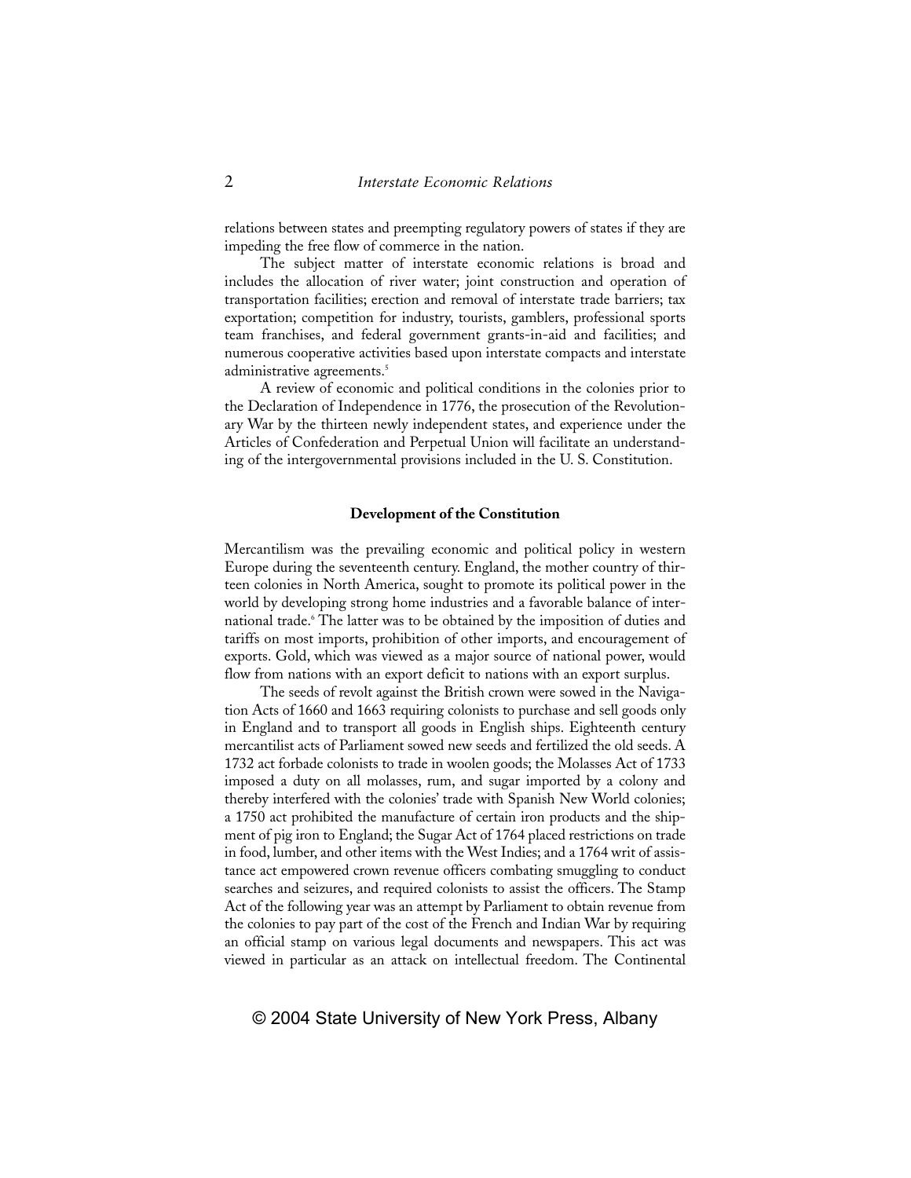relations between states and preempting regulatory powers of states if they are impeding the free flow of commerce in the nation.

The subject matter of interstate economic relations is broad and includes the allocation of river water; joint construction and operation of transportation facilities; erection and removal of interstate trade barriers; tax exportation; competition for industry, tourists, gamblers, professional sports team franchises, and federal government grants-in-aid and facilities; and numerous cooperative activities based upon interstate compacts and interstate administrative agreements.[5]

A review of economic and political conditions in the colonies prior to the Declaration of Independence in 1776, the prosecution of the Revolutionary War by the thirteen newly independent states, and experience under the Articles of Confederation and Perpetual Union will facilitate an understanding of the intergovernmental provisions included in the U. S. Constitution.

## Development of the Constitution

Mercantilism was the prevailing economic and political policy in western Europe during the seventeenth century. England, the mother country of thirteen colonies in North America, sought to promote its political power in the world by developing strong home industries and a favorable balance of international trade.[6] The latter was to be obtained by the imposition of duties and tariffs on most imports, prohibition of other imports, and encouragement of exports. Gold, which was viewed as a major source of national power, would flow from nations with an export deficit to nations with an export surplus.

The seeds of revolt against the British crown were sowed in the Navigation Acts of 1660 and 1663 requiring colonists to purchase and sell goods only in England and to transport all goods in English ships. Eighteenth century mercantilist acts of Parliament sowed new seeds and fertilized the old seeds. A 1732 act forbade colonists to trade in woolen goods; the Molasses Act of 1733 imposed a duty on all molasses, rum, and sugar imported by a colony and thereby interfered with the colonies' trade with Spanish New World colonies; a 1750 act prohibited the manufacture of certain iron products and the shipment of pig iron to England; the Sugar Act of 1764 placed restrictions on trade in food, lumber, and other items with the West Indies; and a 1764 writ of assistance act empowered crown revenue officers combating smuggling to conduct searches and seizures, and required colonists to assist the officers. The Stamp Act of the following year was an attempt by Parliament to obtain revenue from the colonies to pay part of the cost of the French and Indian War by requiring an official stamp on various legal documents and newspapers. This act was viewed in particular as an attack on intellectual freedom. The Continental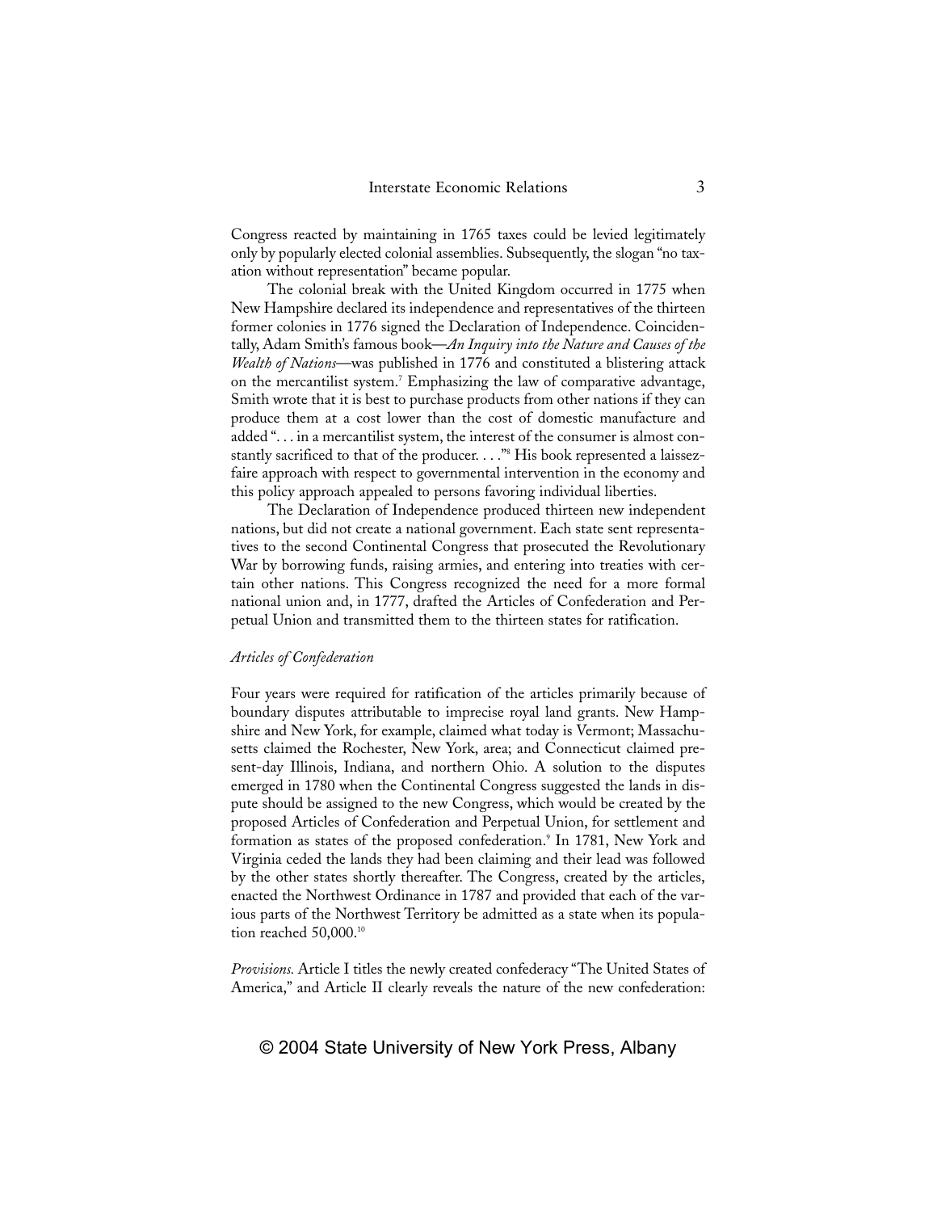Congress reacted by maintaining in 1765 taxes could be levied legitimately only by popularly elected colonial assemblies. Subsequently, the slogan "no taxation without representation" became popular.

The colonial break with the United Kingdom occurred in 1775 when New Hampshire declared its independence and representatives of the thirteen former colonies in 1776 signed the Declaration of Independence. Coincidentally, Adam Smith's famous book—*An Inquiry into the Nature and Causes of the Wealth of Nations*—was published in 1776 and constituted a blistering attack on the mercantilist system.[7] Emphasizing the law of comparative advantage, Smith wrote that it is best to purchase products from other nations if they can produce them at a cost lower than the cost of domestic manufacture and added ". . . in a mercantilist system, the interest of the consumer is almost constantly sacrificed to that of the producer. . . ."[8] His book represented a laissez-faire approach with respect to governmental intervention in the economy and this policy approach appealed to persons favoring individual liberties.

The Declaration of Independence produced thirteen new independent nations, but did not create a national government. Each state sent representatives to the second Continental Congress that prosecuted the Revolutionary War by borrowing funds, raising armies, and entering into treaties with certain other nations. This Congress recognized the need for a more formal national union and, in 1777, drafted the Articles of Confederation and Perpetual Union and transmitted them to the thirteen states for ratification.

### *Articles of Confederation*

Four years were required for ratification of the articles primarily because of boundary disputes attributable to imprecise royal land grants. New Hampshire and New York, for example, claimed what today is Vermont; Massachusetts claimed the Rochester, New York, area; and Connecticut claimed present-day Illinois, Indiana, and northern Ohio. A solution to the disputes emerged in 1780 when the Continental Congress suggested the lands in dispute should be assigned to the new Congress, which would be created by the proposed Articles of Confederation and Perpetual Union, for settlement and formation as states of the proposed confederation.[9] In 1781, New York and Virginia ceded the lands they had been claiming and their lead was followed by the other states shortly thereafter. The Congress, created by the articles, enacted the Northwest Ordinance in 1787 and provided that each of the various parts of the Northwest Territory be admitted as a state when its population reached 50,000.[10]

*Provisions.* Article I titles the newly created confederacy "The United States of America," and Article II clearly reveals the nature of the new confederation: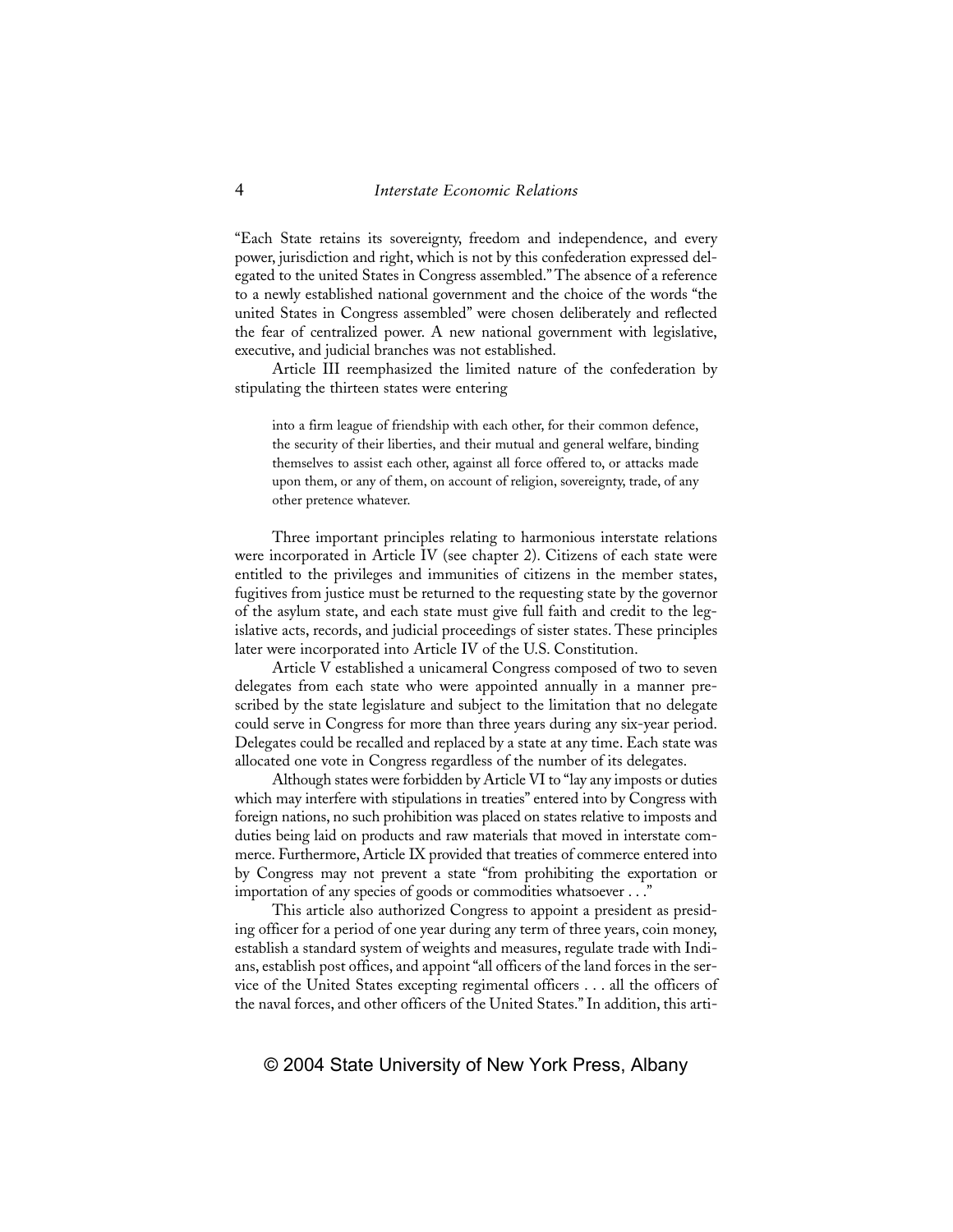"Each State retains its sovereignty, freedom and independence, and every power, jurisdiction and right, which is not by this confederation expressed delegated to the united States in Congress assembled." The absence of a reference to a newly established national government and the choice of the words "the united States in Congress assembled" were chosen deliberately and reflected the fear of centralized power. A new national government with legislative, executive, and judicial branches was not established.

Article III reemphasized the limited nature of the confederation by stipulating the thirteen states were entering

> into a firm league of friendship with each other, for their common defence, the security of their liberties, and their mutual and general welfare, binding themselves to assist each other, against all force offered to, or attacks made upon them, or any of them, on account of religion, sovereignty, trade, of any other pretence whatever.

Three important principles relating to harmonious interstate relations were incorporated in Article IV (see chapter 2). Citizens of each state were entitled to the privileges and immunities of citizens in the member states, fugitives from justice must be returned to the requesting state by the governor of the asylum state, and each state must give full faith and credit to the legislative acts, records, and judicial proceedings of sister states. These principles later were incorporated into Article IV of the U.S. Constitution.

Article V established a unicameral Congress composed of two to seven delegates from each state who were appointed annually in a manner prescribed by the state legislature and subject to the limitation that no delegate could serve in Congress for more than three years during any six-year period. Delegates could be recalled and replaced by a state at any time. Each state was allocated one vote in Congress regardless of the number of its delegates.

Although states were forbidden by Article VI to "lay any imposts or duties which may interfere with stipulations in treaties" entered into by Congress with foreign nations, no such prohibition was placed on states relative to imposts and duties being laid on products and raw materials that moved in interstate commerce. Furthermore, Article IX provided that treaties of commerce entered into by Congress may not prevent a state "from prohibiting the exportation or importation of any species of goods or commodities whatsoever . . ."

This article also authorized Congress to appoint a president as presiding officer for a period of one year during any term of three years, coin money, establish a standard system of weights and measures, regulate trade with Indians, establish post offices, and appoint "all officers of the land forces in the service of the United States excepting regimental officers . . . all the officers of the naval forces, and other officers of the United States." In addition, this arti-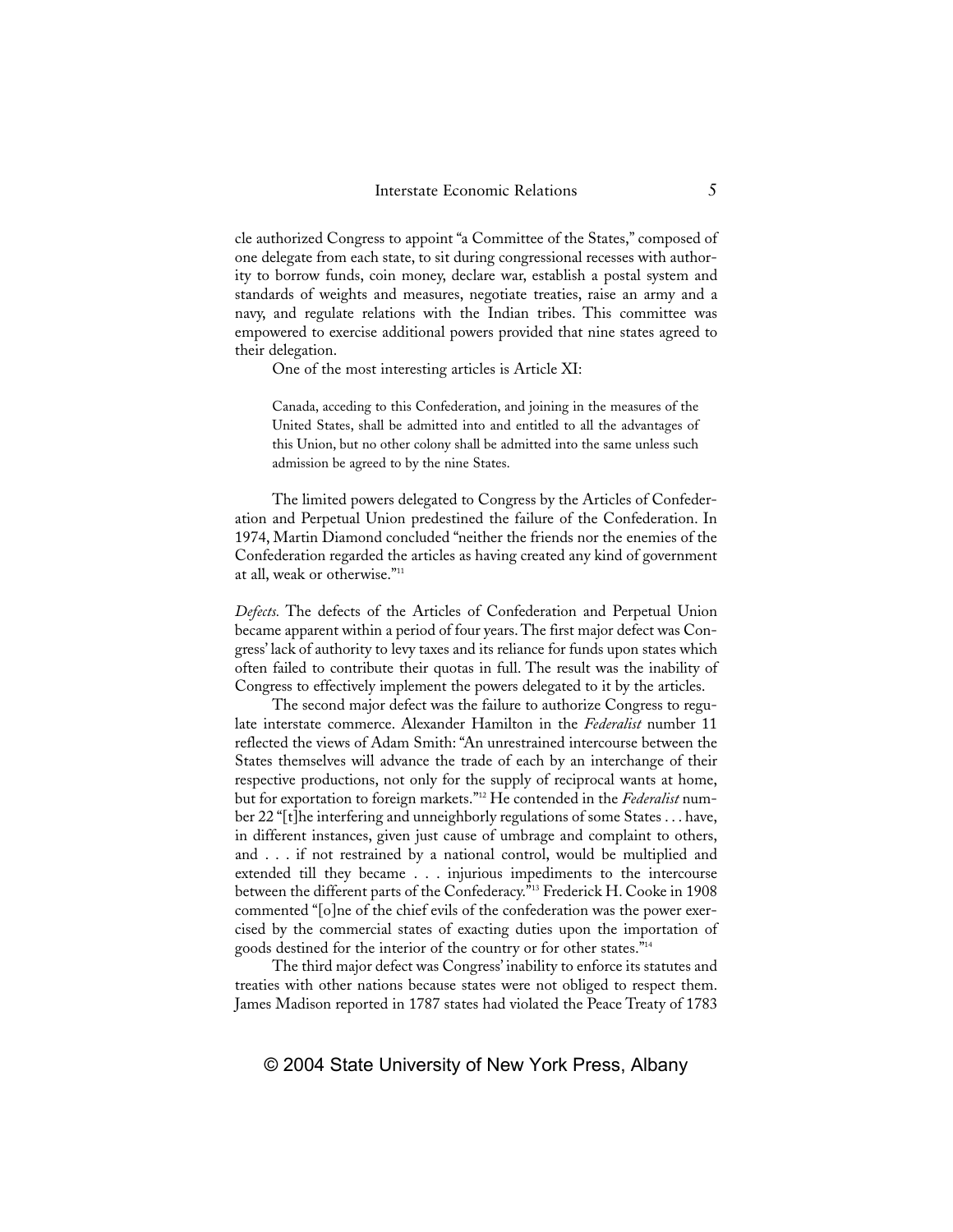cle authorized Congress to appoint "a Committee of the States," composed of one delegate from each state, to sit during congressional recesses with authority to borrow funds, coin money, declare war, establish a postal system and standards of weights and measures, negotiate treaties, raise an army and a navy, and regulate relations with the Indian tribes. This committee was empowered to exercise additional powers provided that nine states agreed to their delegation.

One of the most interesting articles is Article XI:

> Canada, acceding to this Confederation, and joining in the measures of the United States, shall be admitted into and entitled to all the advantages of this Union, but no other colony shall be admitted into the same unless such admission be agreed to by the nine States.

The limited powers delegated to Congress by the Articles of Confederation and Perpetual Union predestined the failure of the Confederation. In 1974, Martin Diamond concluded "neither the friends nor the enemies of the Confederation regarded the articles as having created any kind of government at all, weak or otherwise."[11]

*Defects.* The defects of the Articles of Confederation and Perpetual Union became apparent within a period of four years. The first major defect was Congress' lack of authority to levy taxes and its reliance for funds upon states which often failed to contribute their quotas in full. The result was the inability of Congress to effectively implement the powers delegated to it by the articles.

The second major defect was the failure to authorize Congress to regulate interstate commerce. Alexander Hamilton in the *Federalist* number 11 reflected the views of Adam Smith: "An unrestrained intercourse between the States themselves will advance the trade of each by an interchange of their respective productions, not only for the supply of reciprocal wants at home, but for exportation to foreign markets."[12] He contended in the *Federalist* number 22 "[t]he interfering and unneighborly regulations of some States . . . have, in different instances, given just cause of umbrage and complaint to others, and . . . if not restrained by a national control, would be multiplied and extended till they became . . . injurious impediments to the intercourse between the different parts of the Confederacy."[13] Frederick H. Cooke in 1908 commented "[o]ne of the chief evils of the confederation was the power exercised by the commercial states of exacting duties upon the importation of goods destined for the interior of the country or for other states."[14]

The third major defect was Congress' inability to enforce its statutes and treaties with other nations because states were not obliged to respect them. James Madison reported in 1787 states had violated the Peace Treaty of 1783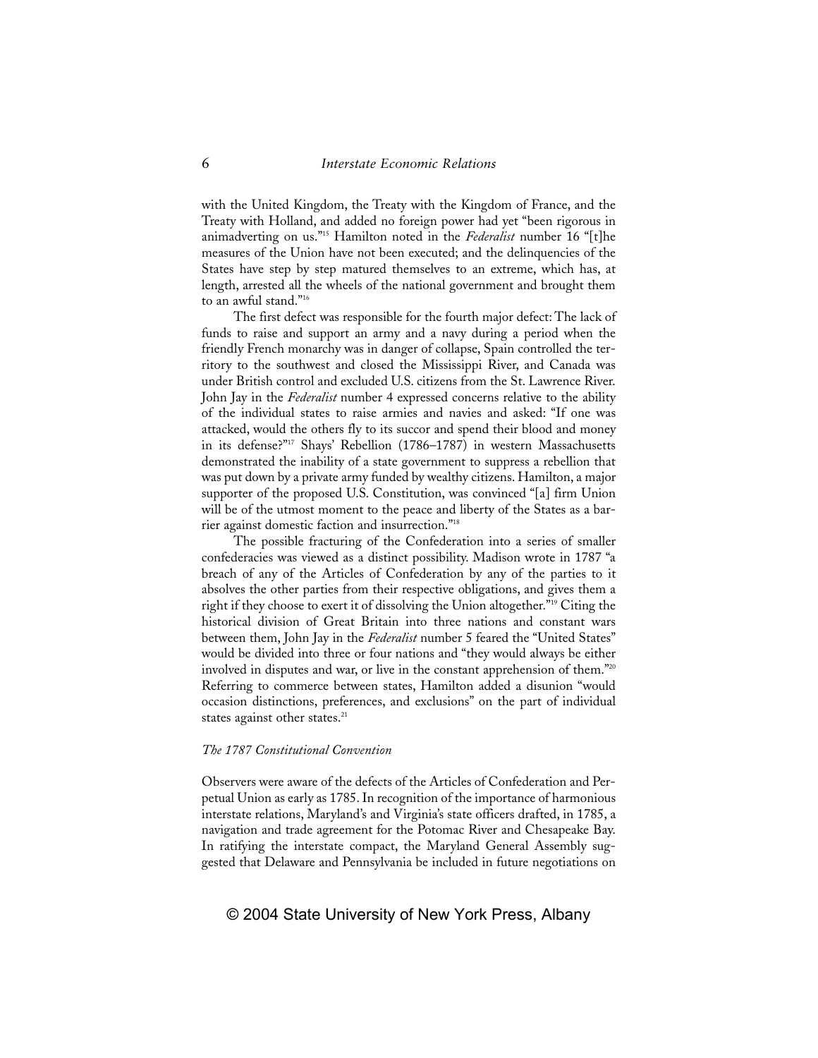with the United Kingdom, the Treaty with the Kingdom of France, and the Treaty with Holland, and added no foreign power had yet "been rigorous in animadverting on us."[15] Hamilton noted in the *Federalist* number 16 "[t]he measures of the Union have not been executed; and the delinquencies of the States have step by step matured themselves to an extreme, which has, at length, arrested all the wheels of the national government and brought them to an awful stand."[16]

The first defect was responsible for the fourth major defect: The lack of funds to raise and support an army and a navy during a period when the friendly French monarchy was in danger of collapse, Spain controlled the territory to the southwest and closed the Mississippi River, and Canada was under British control and excluded U.S. citizens from the St. Lawrence River. John Jay in the *Federalist* number 4 expressed concerns relative to the ability of the individual states to raise armies and navies and asked: "If one was attacked, would the others fly to its succor and spend their blood and money in its defense?"[17] Shays' Rebellion (1786–1787) in western Massachusetts demonstrated the inability of a state government to suppress a rebellion that was put down by a private army funded by wealthy citizens. Hamilton, a major supporter of the proposed U.S. Constitution, was convinced "[a] firm Union will be of the utmost moment to the peace and liberty of the States as a barrier against domestic faction and insurrection."[18]

The possible fracturing of the Confederation into a series of smaller confederacies was viewed as a distinct possibility. Madison wrote in 1787 "a breach of any of the Articles of Confederation by any of the parties to it absolves the other parties from their respective obligations, and gives them a right if they choose to exert it of dissolving the Union altogether."[19] Citing the historical division of Great Britain into three nations and constant wars between them, John Jay in the *Federalist* number 5 feared the "United States" would be divided into three or four nations and "they would always be either involved in disputes and war, or live in the constant apprehension of them."[20] Referring to commerce between states, Hamilton added a disunion "would occasion distinctions, preferences, and exclusions" on the part of individual states against other states.[21]

### *The 1787 Constitutional Convention*

Observers were aware of the defects of the Articles of Confederation and Perpetual Union as early as 1785. In recognition of the importance of harmonious interstate relations, Maryland's and Virginia's state officers drafted, in 1785, a navigation and trade agreement for the Potomac River and Chesapeake Bay. In ratifying the interstate compact, the Maryland General Assembly suggested that Delaware and Pennsylvania be included in future negotiations on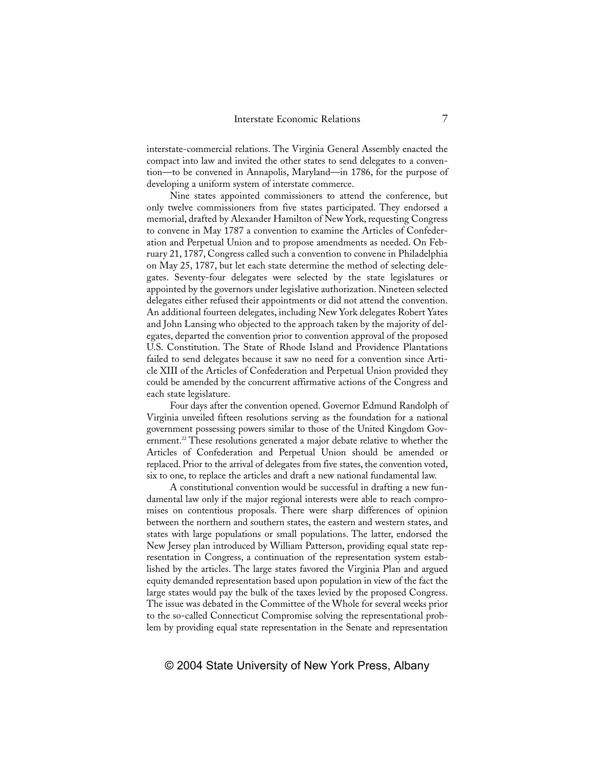interstate-commercial relations. The Virginia General Assembly enacted the compact into law and invited the other states to send delegates to a convention—to be convened in Annapolis, Maryland—in 1786, for the purpose of developing a uniform system of interstate commerce.

Nine states appointed commissioners to attend the conference, but only twelve commissioners from five states participated. They endorsed a memorial, drafted by Alexander Hamilton of New York, requesting Congress to convene in May 1787 a convention to examine the Articles of Confederation and Perpetual Union and to propose amendments as needed. On February 21, 1787, Congress called such a convention to convene in Philadelphia on May 25, 1787, but let each state determine the method of selecting delegates. Seventy-four delegates were selected by the state legislatures or appointed by the governors under legislative authorization. Nineteen selected delegates either refused their appointments or did not attend the convention. An additional fourteen delegates, including New York delegates Robert Yates and John Lansing who objected to the approach taken by the majority of delegates, departed the convention prior to convention approval of the proposed U.S. Constitution. The State of Rhode Island and Providence Plantations failed to send delegates because it saw no need for a convention since Article XIII of the Articles of Confederation and Perpetual Union provided they could be amended by the concurrent affirmative actions of the Congress and each state legislature.

Four days after the convention opened. Governor Edmund Randolph of Virginia unveiled fifteen resolutions serving as the foundation for a national government possessing powers similar to those of the United Kingdom Government.[22] These resolutions generated a major debate relative to whether the Articles of Confederation and Perpetual Union should be amended or replaced. Prior to the arrival of delegates from five states, the convention voted, six to one, to replace the articles and draft a new national fundamental law.

A constitutional convention would be successful in drafting a new fundamental law only if the major regional interests were able to reach compromises on contentious proposals. There were sharp differences of opinion between the northern and southern states, the eastern and western states, and states with large populations or small populations. The latter, endorsed the New Jersey plan introduced by William Patterson, providing equal state representation in Congress, a continuation of the representation system established by the articles. The large states favored the Virginia Plan and argued equity demanded representation based upon population in view of the fact the large states would pay the bulk of the taxes levied by the proposed Congress. The issue was debated in the Committee of the Whole for several weeks prior to the so-called Connecticut Compromise solving the representational problem by providing equal state representation in the Senate and representation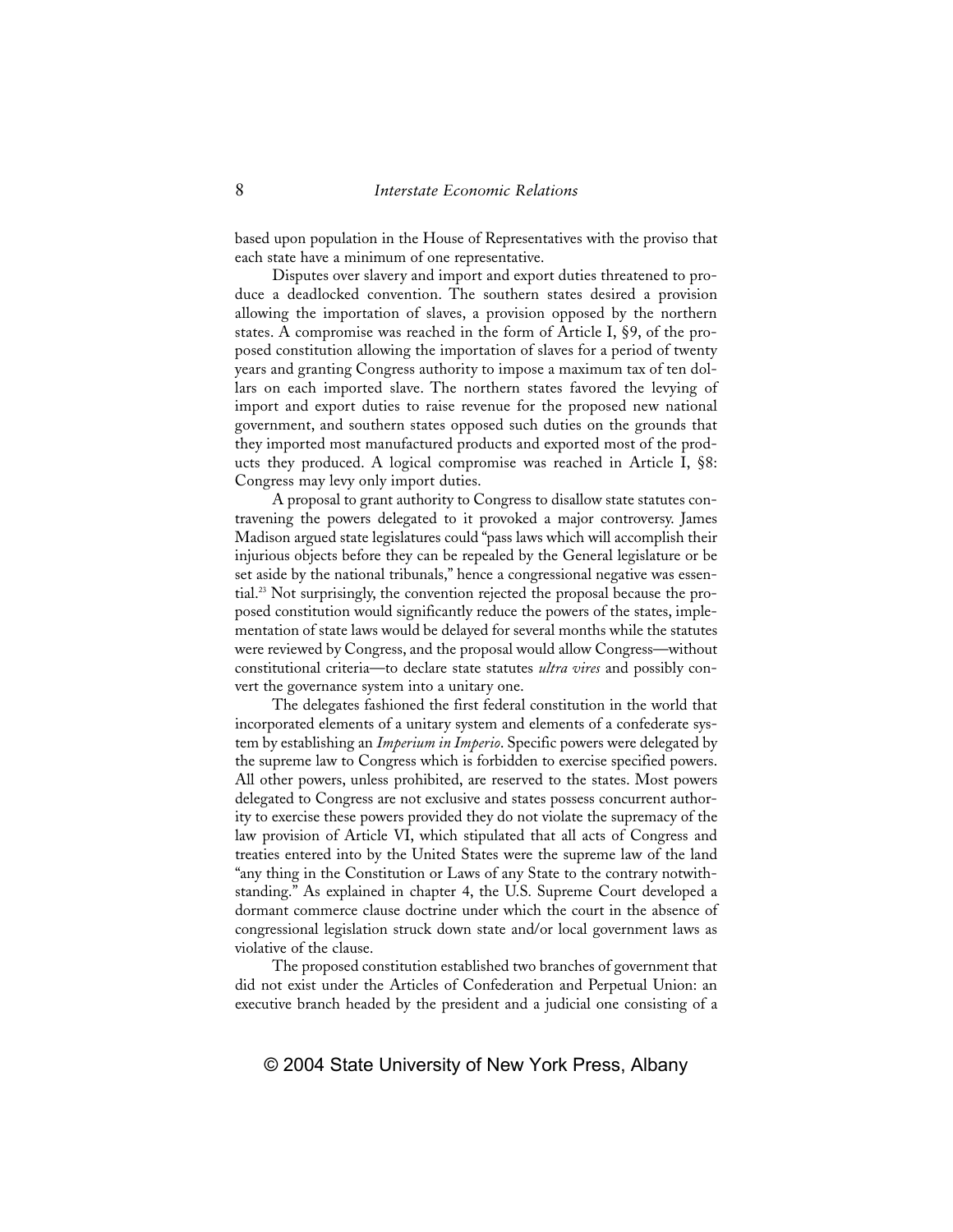based upon population in the House of Representatives with the proviso that each state have a minimum of one representative.

Disputes over slavery and import and export duties threatened to produce a deadlocked convention. The southern states desired a provision allowing the importation of slaves, a provision opposed by the northern states. A compromise was reached in the form of Article I, §9, of the proposed constitution allowing the importation of slaves for a period of twenty years and granting Congress authority to impose a maximum tax of ten dollars on each imported slave. The northern states favored the levying of import and export duties to raise revenue for the proposed new national government, and southern states opposed such duties on the grounds that they imported most manufactured products and exported most of the products they produced. A logical compromise was reached in Article I, §8: Congress may levy only import duties.

A proposal to grant authority to Congress to disallow state statutes contravening the powers delegated to it provoked a major controversy. James Madison argued state legislatures could "pass laws which will accomplish their injurious objects before they can be repealed by the General legislature or be set aside by the national tribunals," hence a congressional negative was essential.[23] Not surprisingly, the convention rejected the proposal because the proposed constitution would significantly reduce the powers of the states, implementation of state laws would be delayed for several months while the statutes were reviewed by Congress, and the proposal would allow Congress—without constitutional criteria—to declare state statutes *ultra vires* and possibly convert the governance system into a unitary one.

The delegates fashioned the first federal constitution in the world that incorporated elements of a unitary system and elements of a confederate system by establishing an *Imperium in Imperio*. Specific powers were delegated by the supreme law to Congress which is forbidden to exercise specified powers. All other powers, unless prohibited, are reserved to the states. Most powers delegated to Congress are not exclusive and states possess concurrent authority to exercise these powers provided they do not violate the supremacy of the law provision of Article VI, which stipulated that all acts of Congress and treaties entered into by the United States were the supreme law of the land "any thing in the Constitution or Laws of any State to the contrary notwithstanding." As explained in chapter 4, the U.S. Supreme Court developed a dormant commerce clause doctrine under which the court in the absence of congressional legislation struck down state and/or local government laws as violative of the clause.

The proposed constitution established two branches of government that did not exist under the Articles of Confederation and Perpetual Union: an executive branch headed by the president and a judicial one consisting of a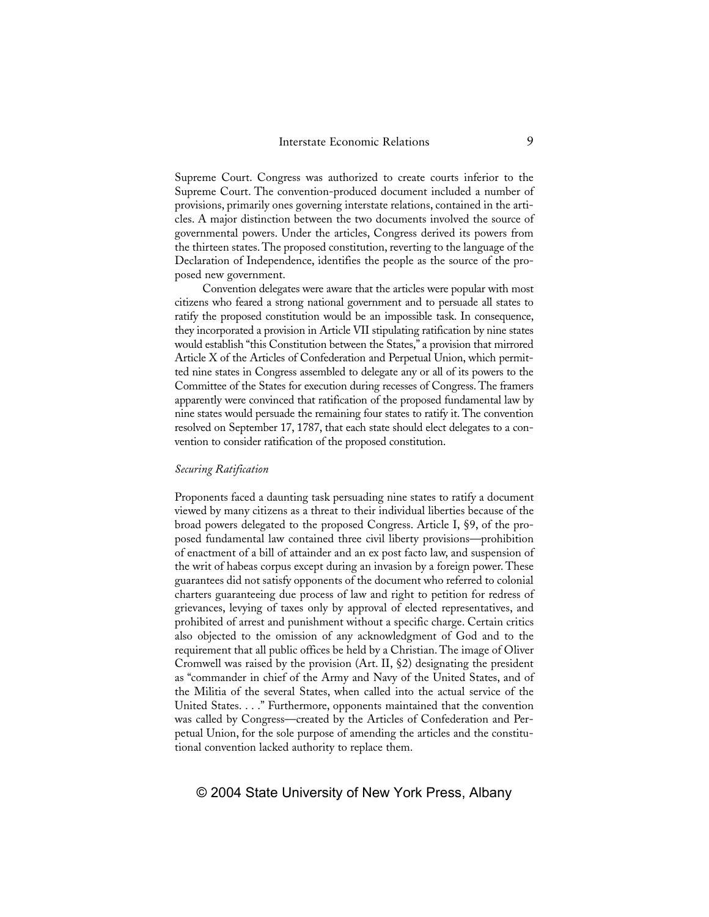Supreme Court. Congress was authorized to create courts inferior to the Supreme Court. The convention-produced document included a number of provisions, primarily ones governing interstate relations, contained in the articles. A major distinction between the two documents involved the source of governmental powers. Under the articles, Congress derived its powers from the thirteen states. The proposed constitution, reverting to the language of the Declaration of Independence, identifies the people as the source of the proposed new government.

Convention delegates were aware that the articles were popular with most citizens who feared a strong national government and to persuade all states to ratify the proposed constitution would be an impossible task. In consequence, they incorporated a provision in Article VII stipulating ratification by nine states would establish "this Constitution between the States," a provision that mirrored Article X of the Articles of Confederation and Perpetual Union, which permitted nine states in Congress assembled to delegate any or all of its powers to the Committee of the States for execution during recesses of Congress. The framers apparently were convinced that ratification of the proposed fundamental law by nine states would persuade the remaining four states to ratify it. The convention resolved on September 17, 1787, that each state should elect delegates to a convention to consider ratification of the proposed constitution.

*Securing Ratification*

Proponents faced a daunting task persuading nine states to ratify a document viewed by many citizens as a threat to their individual liberties because of the broad powers delegated to the proposed Congress. Article I, §9, of the proposed fundamental law contained three civil liberty provisions—prohibition of enactment of a bill of attainder and an ex post facto law, and suspension of the writ of habeas corpus except during an invasion by a foreign power. These guarantees did not satisfy opponents of the document who referred to colonial charters guaranteeing due process of law and right to petition for redress of grievances, levying of taxes only by approval of elected representatives, and prohibited of arrest and punishment without a specific charge. Certain critics also objected to the omission of any acknowledgment of God and to the requirement that all public offices be held by a Christian. The image of Oliver Cromwell was raised by the provision (Art. II, §2) designating the president as "commander in chief of the Army and Navy of the United States, and of the Militia of the several States, when called into the actual service of the United States. . . ." Furthermore, opponents maintained that the convention was called by Congress—created by the Articles of Confederation and Perpetual Union, for the sole purpose of amending the articles and the constitutional convention lacked authority to replace them.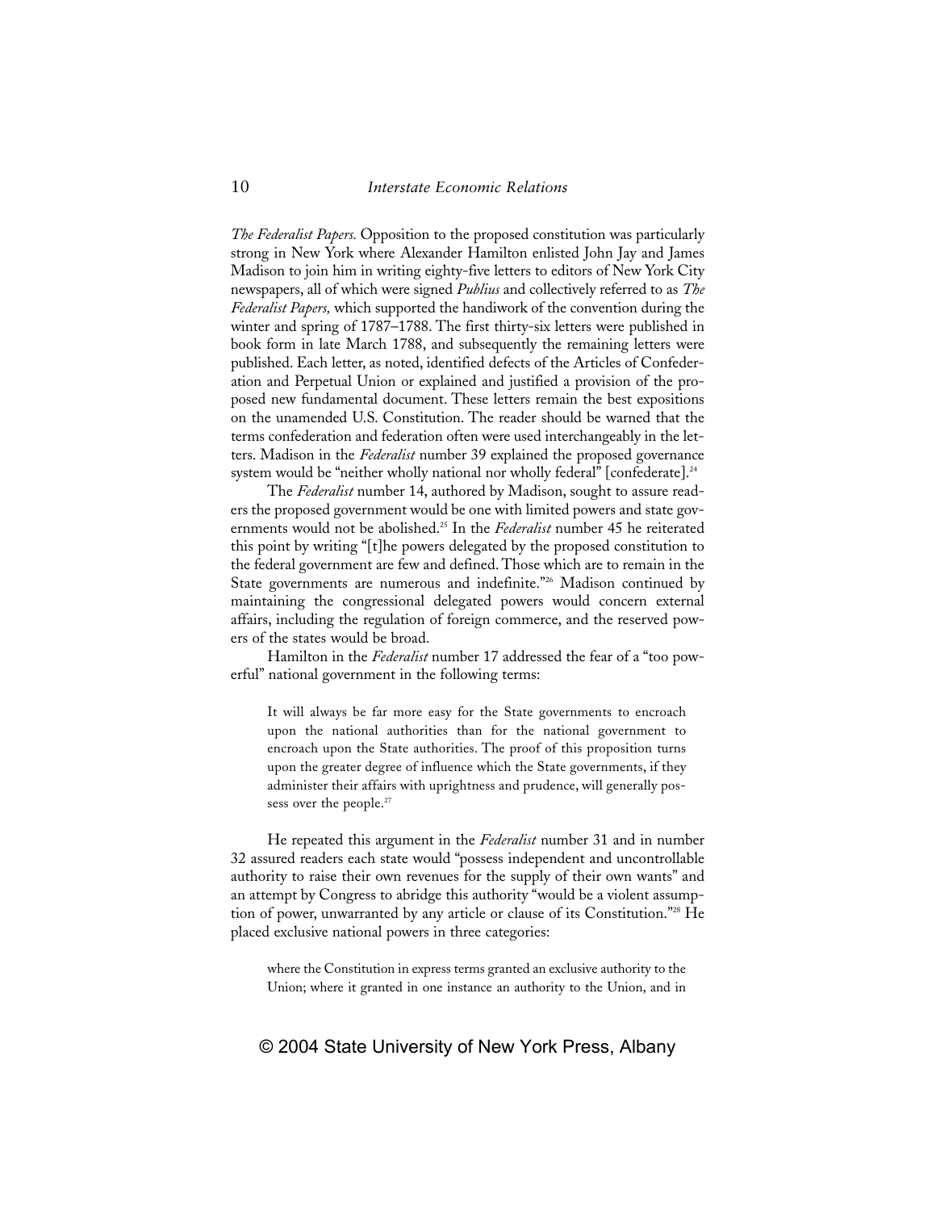*The Federalist Papers.* Opposition to the proposed constitution was particularly strong in New York where Alexander Hamilton enlisted John Jay and James Madison to join him in writing eighty-five letters to editors of New York City newspapers, all of which were signed *Publius* and collectively referred to as *The Federalist Papers,* which supported the handiwork of the convention during the winter and spring of 1787–1788. The first thirty-six letters were published in book form in late March 1788, and subsequently the remaining letters were published. Each letter, as noted, identified defects of the Articles of Confederation and Perpetual Union or explained and justified a provision of the proposed new fundamental document. These letters remain the best expositions on the unamended U.S. Constitution. The reader should be warned that the terms confederation and federation often were used interchangeably in the letters. Madison in the *Federalist* number 39 explained the proposed governance system would be "neither wholly national nor wholly federal" [confederate].[24]

The *Federalist* number 14, authored by Madison, sought to assure readers the proposed government would be one with limited powers and state governments would not be abolished.[25] In the *Federalist* number 45 he reiterated this point by writing "[t]he powers delegated by the proposed constitution to the federal government are few and defined. Those which are to remain in the State governments are numerous and indefinite."[26] Madison continued by maintaining the congressional delegated powers would concern external affairs, including the regulation of foreign commerce, and the reserved powers of the states would be broad.

Hamilton in the *Federalist* number 17 addressed the fear of a "too powerful" national government in the following terms:

> It will always be far more easy for the State governments to encroach upon the national authorities than for the national government to encroach upon the State authorities. The proof of this proposition turns upon the greater degree of influence which the State governments, if they administer their affairs with uprightness and prudence, will generally possess over the people.[27]

He repeated this argument in the *Federalist* number 31 and in number 32 assured readers each state would "possess independent and uncontrollable authority to raise their own revenues for the supply of their own wants" and an attempt by Congress to abridge this authority "would be a violent assumption of power, unwarranted by any article or clause of its Constitution."[28] He placed exclusive national powers in three categories:

> where the Constitution in express terms granted an exclusive authority to the Union; where it granted in one instance an authority to the Union, and in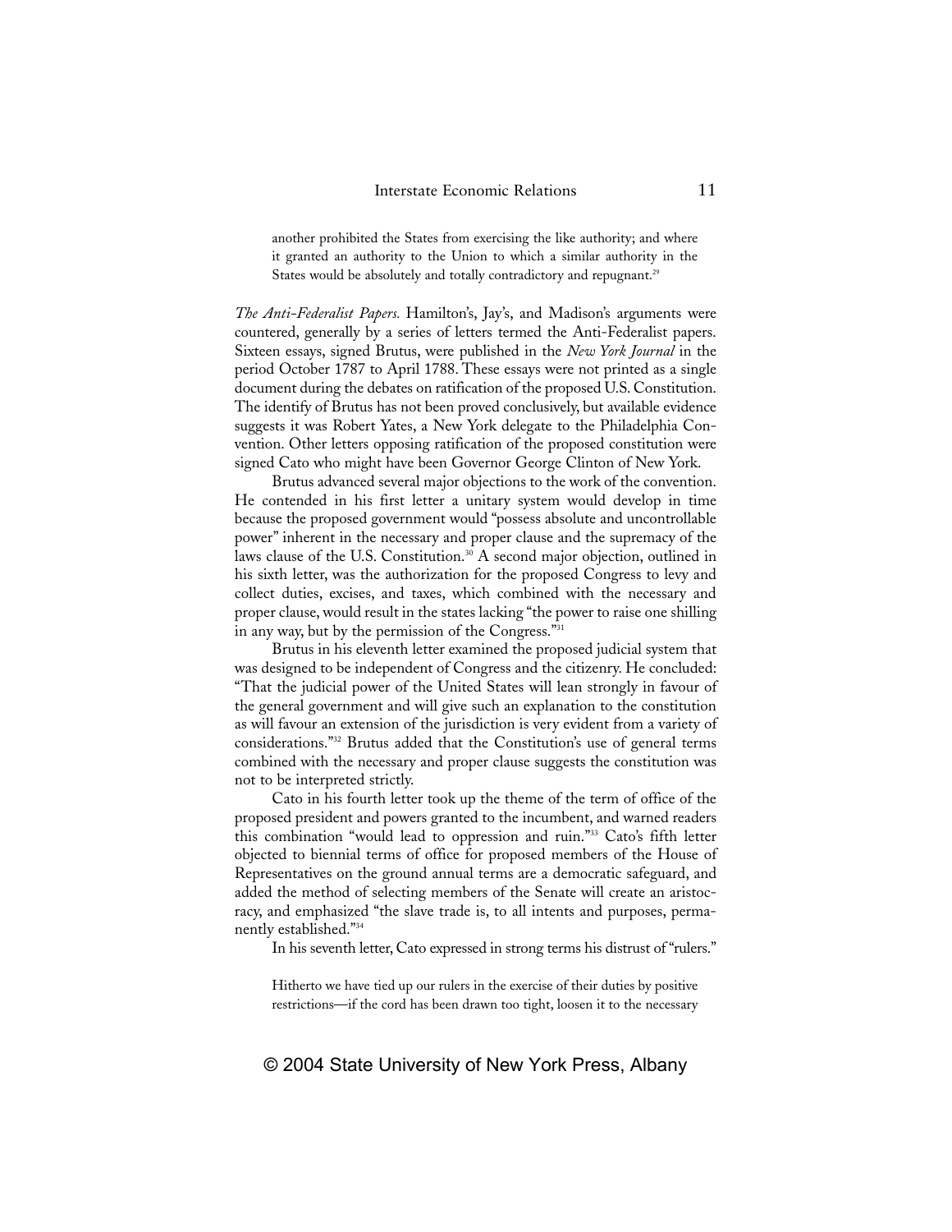> another prohibited the States from exercising the like authority; and where it granted an authority to the Union to which a similar authority in the States would be absolutely and totally contradictory and repugnant.[29]

*The Anti-Federalist Papers.* Hamilton's, Jay's, and Madison's arguments were countered, generally by a series of letters termed the Anti-Federalist papers. Sixteen essays, signed Brutus, were published in the *New York Journal* in the period October 1787 to April 1788. These essays were not printed as a single document during the debates on ratification of the proposed U.S. Constitution. The identify of Brutus has not been proved conclusively, but available evidence suggests it was Robert Yates, a New York delegate to the Philadelphia Convention. Other letters opposing ratification of the proposed constitution were signed Cato who might have been Governor George Clinton of New York.

Brutus advanced several major objections to the work of the convention. He contended in his first letter a unitary system would develop in time because the proposed government would "possess absolute and uncontrollable power" inherent in the necessary and proper clause and the supremacy of the laws clause of the U.S. Constitution.[30] A second major objection, outlined in his sixth letter, was the authorization for the proposed Congress to levy and collect duties, excises, and taxes, which combined with the necessary and proper clause, would result in the states lacking "the power to raise one shilling in any way, but by the permission of the Congress."[31]

Brutus in his eleventh letter examined the proposed judicial system that was designed to be independent of Congress and the citizenry. He concluded: "That the judicial power of the United States will lean strongly in favour of the general government and will give such an explanation to the constitution as will favour an extension of the jurisdiction is very evident from a variety of considerations."[32] Brutus added that the Constitution's use of general terms combined with the necessary and proper clause suggests the constitution was not to be interpreted strictly.

Cato in his fourth letter took up the theme of the term of office of the proposed president and powers granted to the incumbent, and warned readers this combination "would lead to oppression and ruin."[33] Cato's fifth letter objected to biennial terms of office for proposed members of the House of Representatives on the ground annual terms are a democratic safeguard, and added the method of selecting members of the Senate will create an aristocracy, and emphasized "the slave trade is, to all intents and purposes, permanently established."[34]

In his seventh letter, Cato expressed in strong terms his distrust of "rulers."

> Hitherto we have tied up our rulers in the exercise of their duties by positive restrictions—if the cord has been drawn too tight, loosen it to the necessary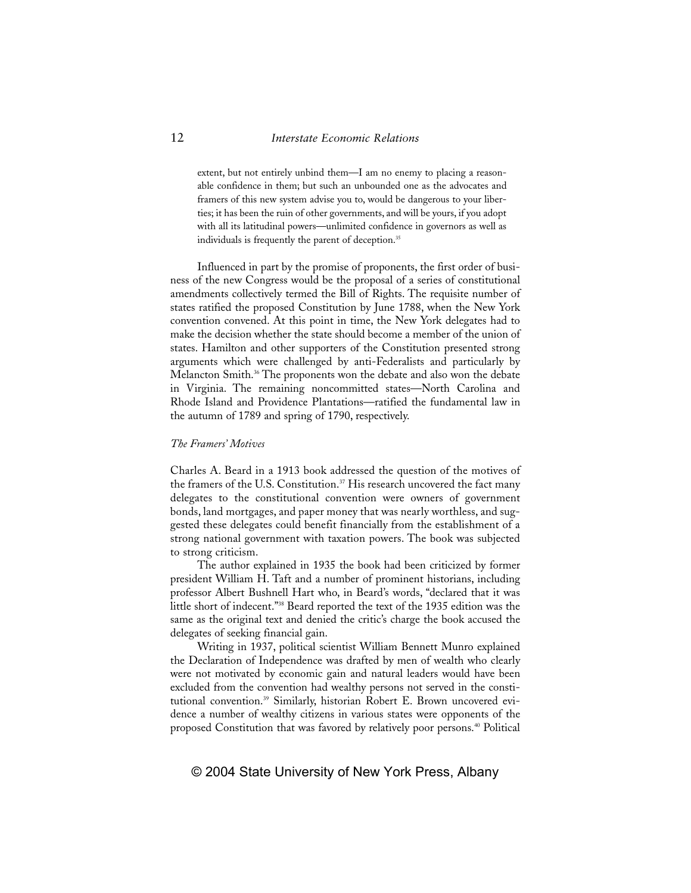> extent, but not entirely unbind them—I am no enemy to placing a reasonable confidence in them; but such an unbounded one as the advocates and framers of this new system advise you to, would be dangerous to your liberties; it has been the ruin of other governments, and will be yours, if you adopt with all its latitudinal powers—unlimited confidence in governors as well as individuals is frequently the parent of deception.[35]

Influenced in part by the promise of proponents, the first order of business of the new Congress would be the proposal of a series of constitutional amendments collectively termed the Bill of Rights. The requisite number of states ratified the proposed Constitution by June 1788, when the New York convention convened. At this point in time, the New York delegates had to make the decision whether the state should become a member of the union of states. Hamilton and other supporters of the Constitution presented strong arguments which were challenged by anti-Federalists and particularly by Melancton Smith.[36] The proponents won the debate and also won the debate in Virginia. The remaining noncommitted states—North Carolina and Rhode Island and Providence Plantations—ratified the fundamental law in the autumn of 1789 and spring of 1790, respectively.

### *The Framers' Motives*

Charles A. Beard in a 1913 book addressed the question of the motives of the framers of the U.S. Constitution.[37] His research uncovered the fact many delegates to the constitutional convention were owners of government bonds, land mortgages, and paper money that was nearly worthless, and suggested these delegates could benefit financially from the establishment of a strong national government with taxation powers. The book was subjected to strong criticism.

The author explained in 1935 the book had been criticized by former president William H. Taft and a number of prominent historians, including professor Albert Bushnell Hart who, in Beard's words, "declared that it was little short of indecent."[38] Beard reported the text of the 1935 edition was the same as the original text and denied the critic's charge the book accused the delegates of seeking financial gain.

Writing in 1937, political scientist William Bennett Munro explained the Declaration of Independence was drafted by men of wealth who clearly were not motivated by economic gain and natural leaders would have been excluded from the convention had wealthy persons not served in the constitutional convention.[39] Similarly, historian Robert E. Brown uncovered evidence a number of wealthy citizens in various states were opponents of the proposed Constitution that was favored by relatively poor persons.[40] Political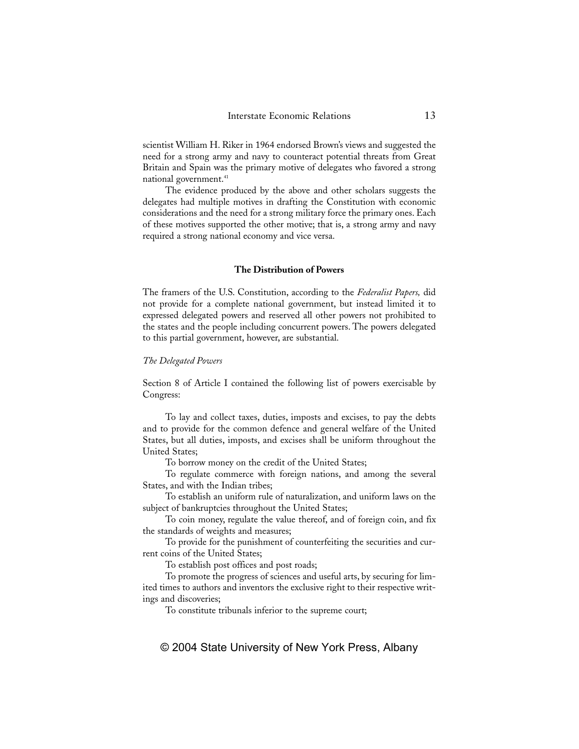scientist William H. Riker in 1964 endorsed Brown's views and suggested the need for a strong army and navy to counteract potential threats from Great Britain and Spain was the primary motive of delegates who favored a strong national government.[41]

The evidence produced by the above and other scholars suggests the delegates had multiple motives in drafting the Constitution with economic considerations and the need for a strong military force the primary ones. Each of these motives supported the other motive; that is, a strong army and navy required a strong national economy and vice versa.

## The Distribution of Powers

The framers of the U.S. Constitution, according to the *Federalist Papers,* did not provide for a complete national government, but instead limited it to expressed delegated powers and reserved all other powers not prohibited to the states and the people including concurrent powers. The powers delegated to this partial government, however, are substantial.

### *The Delegated Powers*

Section 8 of Article I contained the following list of powers exercisable by Congress:

> To lay and collect taxes, duties, imposts and excises, to pay the debts and to provide for the common defence and general welfare of the United States, but all duties, imposts, and excises shall be uniform throughout the United States;
>
> To borrow money on the credit of the United States;
>
> To regulate commerce with foreign nations, and among the several States, and with the Indian tribes;
>
> To establish an uniform rule of naturalization, and uniform laws on the subject of bankruptcies throughout the United States;
>
> To coin money, regulate the value thereof, and of foreign coin, and fix the standards of weights and measures;
>
> To provide for the punishment of counterfeiting the securities and current coins of the United States;
>
> To establish post offices and post roads;
>
> To promote the progress of sciences and useful arts, by securing for limited times to authors and inventors the exclusive right to their respective writings and discoveries;
>
> To constitute tribunals inferior to the supreme court;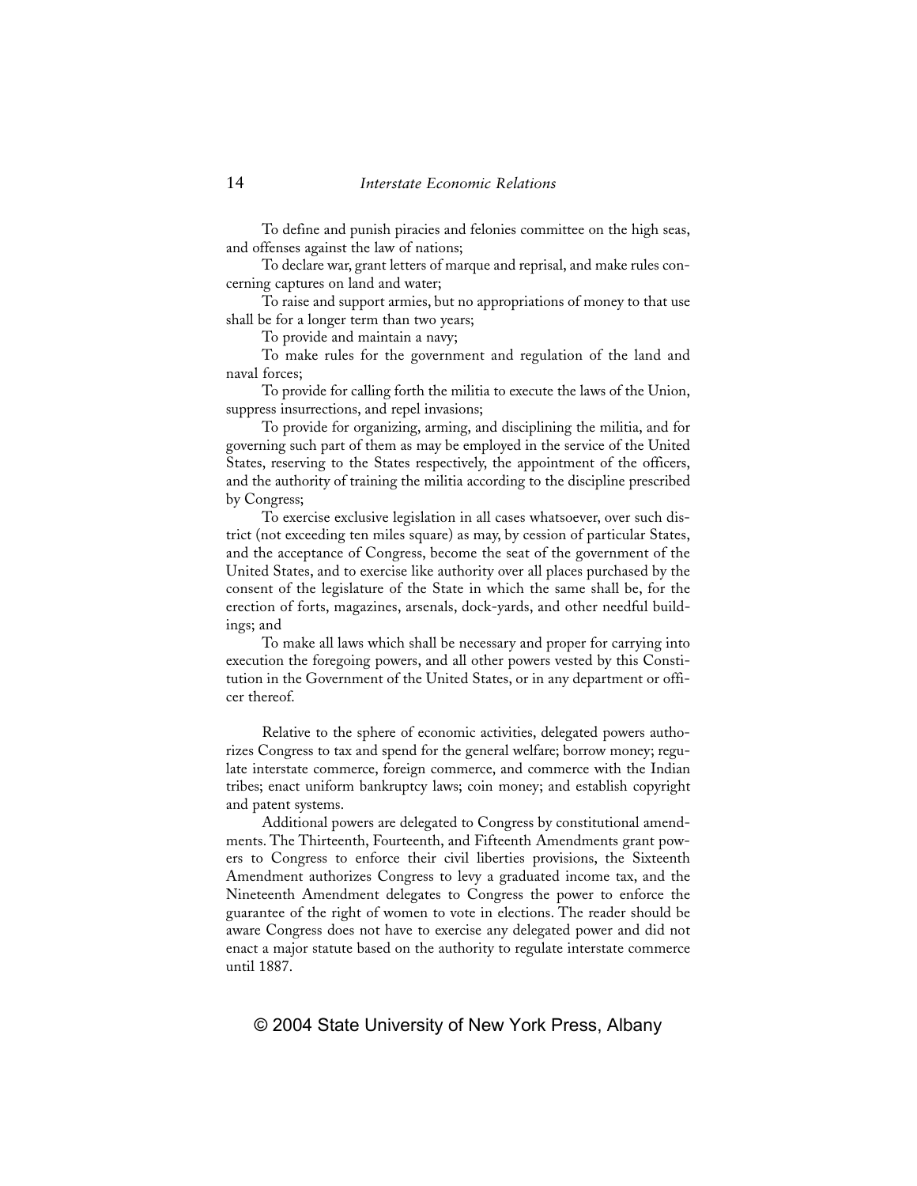To define and punish piracies and felonies committee on the high seas, and offenses against the law of nations;

To declare war, grant letters of marque and reprisal, and make rules concerning captures on land and water;

To raise and support armies, but no appropriations of money to that use shall be for a longer term than two years;

To provide and maintain a navy;

To make rules for the government and regulation of the land and naval forces;

To provide for calling forth the militia to execute the laws of the Union, suppress insurrections, and repel invasions;

To provide for organizing, arming, and disciplining the militia, and for governing such part of them as may be employed in the service of the United States, reserving to the States respectively, the appointment of the officers, and the authority of training the militia according to the discipline prescribed by Congress;

To exercise exclusive legislation in all cases whatsoever, over such district (not exceeding ten miles square) as may, by cession of particular States, and the acceptance of Congress, become the seat of the government of the United States, and to exercise like authority over all places purchased by the consent of the legislature of the State in which the same shall be, for the erection of forts, magazines, arsenals, dock-yards, and other needful buildings; and

To make all laws which shall be necessary and proper for carrying into execution the foregoing powers, and all other powers vested by this Constitution in the Government of the United States, or in any department or officer thereof.

Relative to the sphere of economic activities, delegated powers authorizes Congress to tax and spend for the general welfare; borrow money; regulate interstate commerce, foreign commerce, and commerce with the Indian tribes; enact uniform bankruptcy laws; coin money; and establish copyright and patent systems.

Additional powers are delegated to Congress by constitutional amendments. The Thirteenth, Fourteenth, and Fifteenth Amendments grant powers to Congress to enforce their civil liberties provisions, the Sixteenth Amendment authorizes Congress to levy a graduated income tax, and the Nineteenth Amendment delegates to Congress the power to enforce the guarantee of the right of women to vote in elections. The reader should be aware Congress does not have to exercise any delegated power and did not enact a major statute based on the authority to regulate interstate commerce until 1887.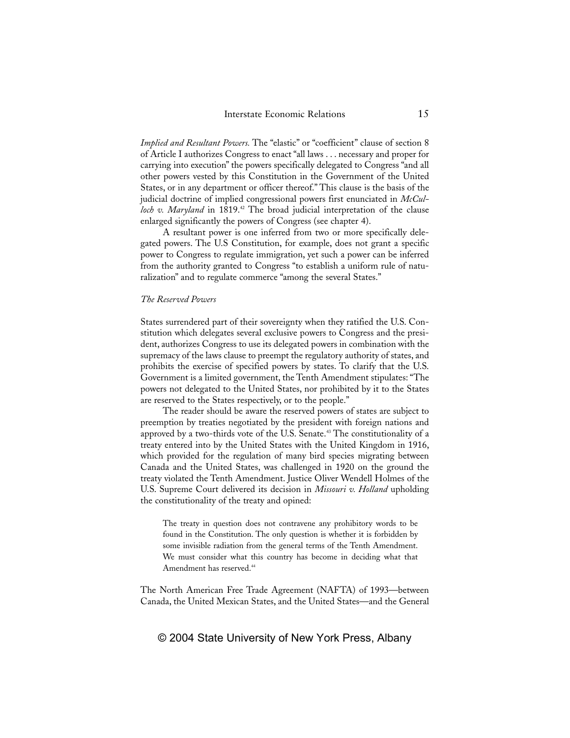*Implied and Resultant Powers.* The "elastic" or "coefficient" clause of section 8 of Article I authorizes Congress to enact "all laws . . . necessary and proper for carrying into execution" the powers specifically delegated to Congress "and all other powers vested by this Constitution in the Government of the United States, or in any department or officer thereof." This clause is the basis of the judicial doctrine of implied congressional powers first enunciated in *McCulloch v. Maryland* in 1819.[42] The broad judicial interpretation of the clause enlarged significantly the powers of Congress (see chapter 4).

A resultant power is one inferred from two or more specifically delegated powers. The U.S Constitution, for example, does not grant a specific power to Congress to regulate immigration, yet such a power can be inferred from the authority granted to Congress "to establish a uniform rule of naturalization" and to regulate commerce "among the several States."

### *The Reserved Powers*

States surrendered part of their sovereignty when they ratified the U.S. Constitution which delegates several exclusive powers to Congress and the president, authorizes Congress to use its delegated powers in combination with the supremacy of the laws clause to preempt the regulatory authority of states, and prohibits the exercise of specified powers by states. To clarify that the U.S. Government is a limited government, the Tenth Amendment stipulates: "The powers not delegated to the United States, nor prohibited by it to the States are reserved to the States respectively, or to the people."

The reader should be aware the reserved powers of states are subject to preemption by treaties negotiated by the president with foreign nations and approved by a two-thirds vote of the U.S. Senate.[43] The constitutionality of a treaty entered into by the United States with the United Kingdom in 1916, which provided for the regulation of many bird species migrating between Canada and the United States, was challenged in 1920 on the ground the treaty violated the Tenth Amendment. Justice Oliver Wendell Holmes of the U.S. Supreme Court delivered its decision in *Missouri v. Holland* upholding the constitutionality of the treaty and opined:

> The treaty in question does not contravene any prohibitory words to be found in the Constitution. The only question is whether it is forbidden by some invisible radiation from the general terms of the Tenth Amendment. We must consider what this country has become in deciding what that Amendment has reserved.[44]

The North American Free Trade Agreement (NAFTA) of 1993—between Canada, the United Mexican States, and the United States—and the General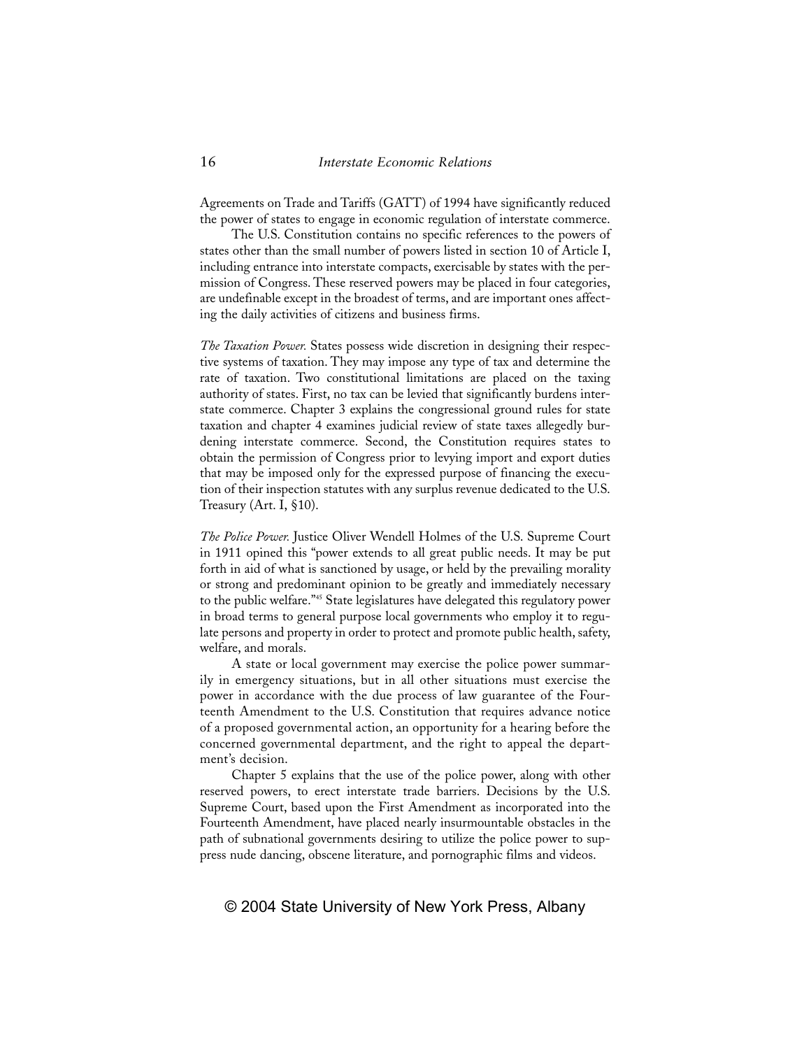Agreements on Trade and Tariffs (GATT) of 1994 have significantly reduced the power of states to engage in economic regulation of interstate commerce.

The U.S. Constitution contains no specific references to the powers of states other than the small number of powers listed in section 10 of Article I, including entrance into interstate compacts, exercisable by states with the permission of Congress. These reserved powers may be placed in four categories, are undefinable except in the broadest of terms, and are important ones affecting the daily activities of citizens and business firms.

*The Taxation Power.* States possess wide discretion in designing their respective systems of taxation. They may impose any type of tax and determine the rate of taxation. Two constitutional limitations are placed on the taxing authority of states. First, no tax can be levied that significantly burdens interstate commerce. Chapter 3 explains the congressional ground rules for state taxation and chapter 4 examines judicial review of state taxes allegedly burdening interstate commerce. Second, the Constitution requires states to obtain the permission of Congress prior to levying import and export duties that may be imposed only for the expressed purpose of financing the execution of their inspection statutes with any surplus revenue dedicated to the U.S. Treasury (Art. I, §10).

*The Police Power.* Justice Oliver Wendell Holmes of the U.S. Supreme Court in 1911 opined this "power extends to all great public needs. It may be put forth in aid of what is sanctioned by usage, or held by the prevailing morality or strong and predominant opinion to be greatly and immediately necessary to the public welfare."[45] State legislatures have delegated this regulatory power in broad terms to general purpose local governments who employ it to regulate persons and property in order to protect and promote public health, safety, welfare, and morals.

A state or local government may exercise the police power summarily in emergency situations, but in all other situations must exercise the power in accordance with the due process of law guarantee of the Fourteenth Amendment to the U.S. Constitution that requires advance notice of a proposed governmental action, an opportunity for a hearing before the concerned governmental department, and the right to appeal the department's decision.

Chapter 5 explains that the use of the police power, along with other reserved powers, to erect interstate trade barriers. Decisions by the U.S. Supreme Court, based upon the First Amendment as incorporated into the Fourteenth Amendment, have placed nearly insurmountable obstacles in the path of subnational governments desiring to utilize the police power to suppress nude dancing, obscene literature, and pornographic films and videos.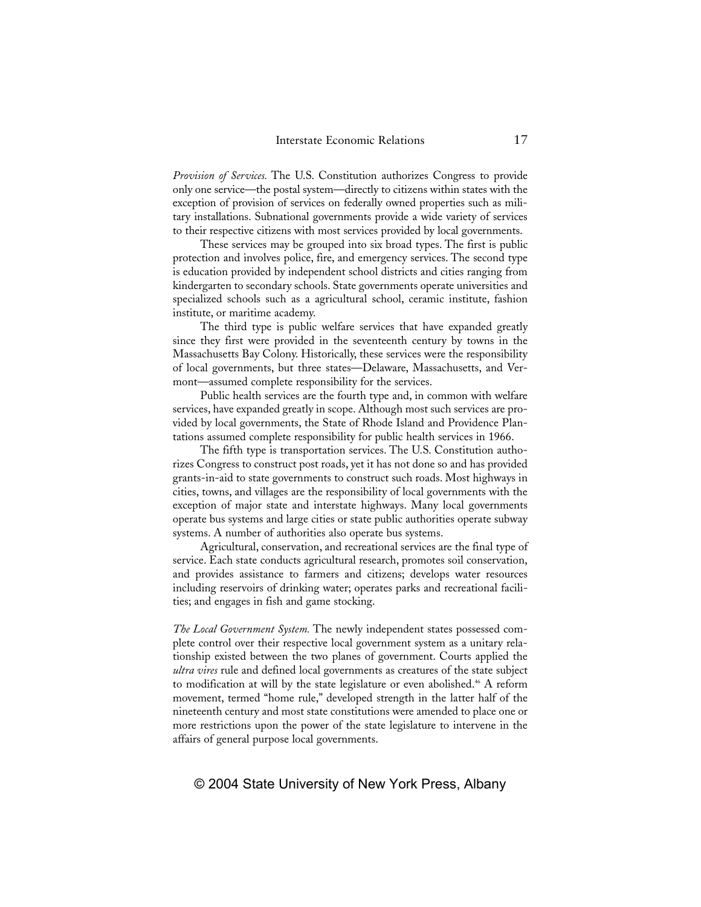*Provision of Services.* The U.S. Constitution authorizes Congress to provide only one service—the postal system—directly to citizens within states with the exception of provision of services on federally owned properties such as military installations. Subnational governments provide a wide variety of services to their respective citizens with most services provided by local governments.

These services may be grouped into six broad types. The first is public protection and involves police, fire, and emergency services. The second type is education provided by independent school districts and cities ranging from kindergarten to secondary schools. State governments operate universities and specialized schools such as a agricultural school, ceramic institute, fashion institute, or maritime academy.

The third type is public welfare services that have expanded greatly since they first were provided in the seventeenth century by towns in the Massachusetts Bay Colony. Historically, these services were the responsibility of local governments, but three states—Delaware, Massachusetts, and Vermont—assumed complete responsibility for the services.

Public health services are the fourth type and, in common with welfare services, have expanded greatly in scope. Although most such services are provided by local governments, the State of Rhode Island and Providence Plantations assumed complete responsibility for public health services in 1966.

The fifth type is transportation services. The U.S. Constitution authorizes Congress to construct post roads, yet it has not done so and has provided grants-in-aid to state governments to construct such roads. Most highways in cities, towns, and villages are the responsibility of local governments with the exception of major state and interstate highways. Many local governments operate bus systems and large cities or state public authorities operate subway systems. A number of authorities also operate bus systems.

Agricultural, conservation, and recreational services are the final type of service. Each state conducts agricultural research, promotes soil conservation, and provides assistance to farmers and citizens; develops water resources including reservoirs of drinking water; operates parks and recreational facilities; and engages in fish and game stocking.

*The Local Government System.* The newly independent states possessed complete control over their respective local government system as a unitary relationship existed between the two planes of government. Courts applied the *ultra vires* rule and defined local governments as creatures of the state subject to modification at will by the state legislature or even abolished.[46] A reform movement, termed "home rule," developed strength in the latter half of the nineteenth century and most state constitutions were amended to place one or more restrictions upon the power of the state legislature to intervene in the affairs of general purpose local governments.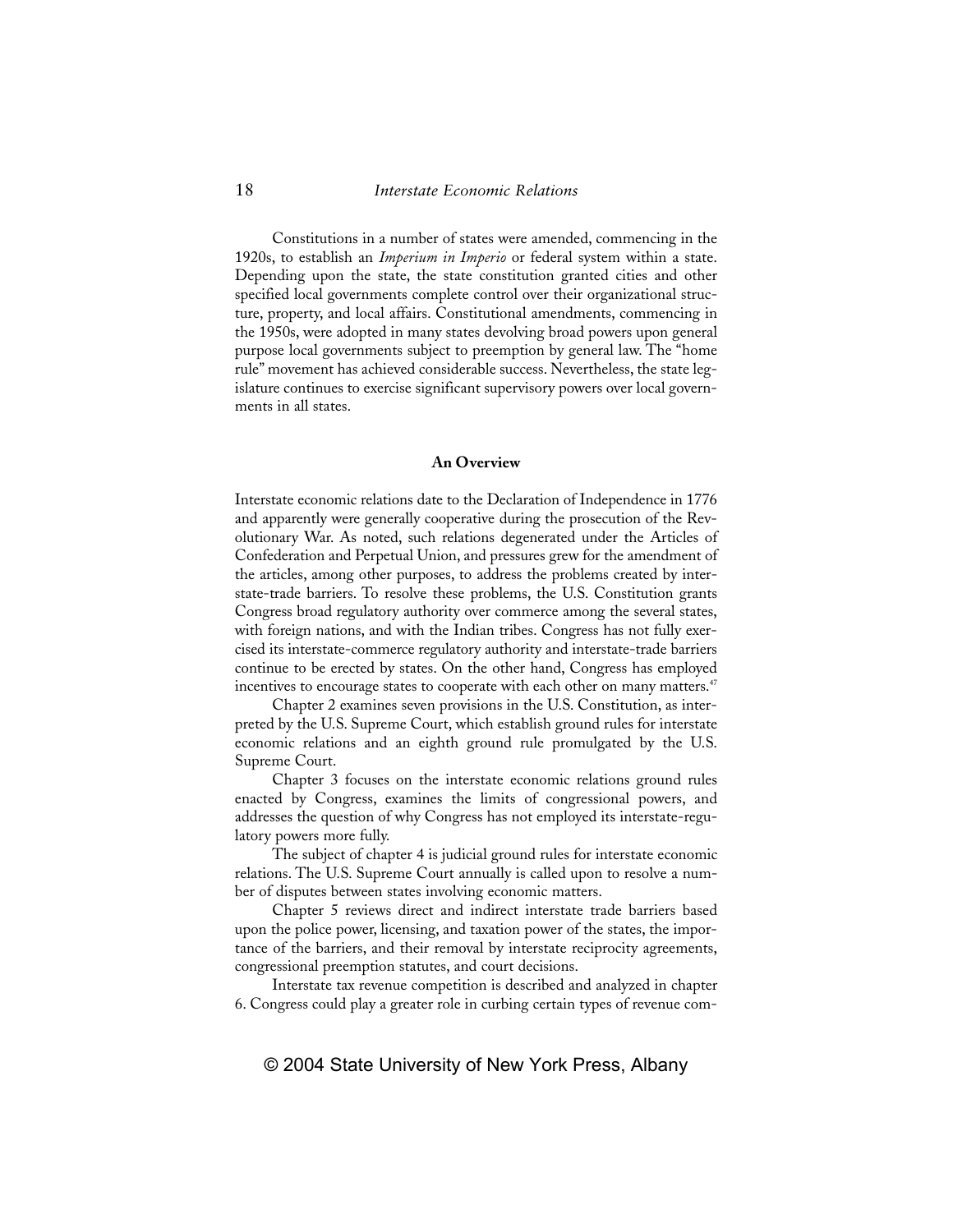Constitutions in a number of states were amended, commencing in the 1920s, to establish an *Imperium in Imperio* or federal system within a state. Depending upon the state, the state constitution granted cities and other specified local governments complete control over their organizational structure, property, and local affairs. Constitutional amendments, commencing in the 1950s, were adopted in many states devolving broad powers upon general purpose local governments subject to preemption by general law. The "home rule" movement has achieved considerable success. Nevertheless, the state legislature continues to exercise significant supervisory powers over local governments in all states.

### An Overview

Interstate economic relations date to the Declaration of Independence in 1776 and apparently were generally cooperative during the prosecution of the Revolutionary War. As noted, such relations degenerated under the Articles of Confederation and Perpetual Union, and pressures grew for the amendment of the articles, among other purposes, to address the problems created by interstate-trade barriers. To resolve these problems, the U.S. Constitution grants Congress broad regulatory authority over commerce among the several states, with foreign nations, and with the Indian tribes. Congress has not fully exercised its interstate-commerce regulatory authority and interstate-trade barriers continue to be erected by states. On the other hand, Congress has employed incentives to encourage states to cooperate with each other on many matters.[47]

Chapter 2 examines seven provisions in the U.S. Constitution, as interpreted by the U.S. Supreme Court, which establish ground rules for interstate economic relations and an eighth ground rule promulgated by the U.S. Supreme Court.

Chapter 3 focuses on the interstate economic relations ground rules enacted by Congress, examines the limits of congressional powers, and addresses the question of why Congress has not employed its interstate-regulatory powers more fully.

The subject of chapter 4 is judicial ground rules for interstate economic relations. The U.S. Supreme Court annually is called upon to resolve a number of disputes between states involving economic matters.

Chapter 5 reviews direct and indirect interstate trade barriers based upon the police power, licensing, and taxation power of the states, the importance of the barriers, and their removal by interstate reciprocity agreements, congressional preemption statutes, and court decisions.

Interstate tax revenue competition is described and analyzed in chapter 6. Congress could play a greater role in curbing certain types of revenue com-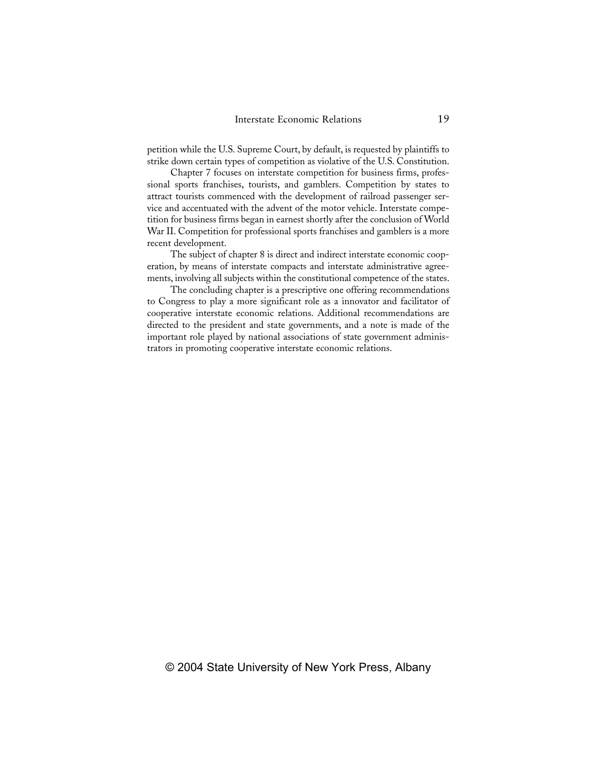petition while the U.S. Supreme Court, by default, is requested by plaintiffs to strike down certain types of competition as violative of the U.S. Constitution.

Chapter 7 focuses on interstate competition for business firms, professional sports franchises, tourists, and gamblers. Competition by states to attract tourists commenced with the development of railroad passenger service and accentuated with the advent of the motor vehicle. Interstate competition for business firms began in earnest shortly after the conclusion of World War II. Competition for professional sports franchises and gamblers is a more recent development.

The subject of chapter 8 is direct and indirect interstate economic cooperation, by means of interstate compacts and interstate administrative agreements, involving all subjects within the constitutional competence of the states.

The concluding chapter is a prescriptive one offering recommendations to Congress to play a more significant role as a innovator and facilitator of cooperative interstate economic relations. Additional recommendations are directed to the president and state governments, and a note is made of the important role played by national associations of state government administrators in promoting cooperative interstate economic relations.